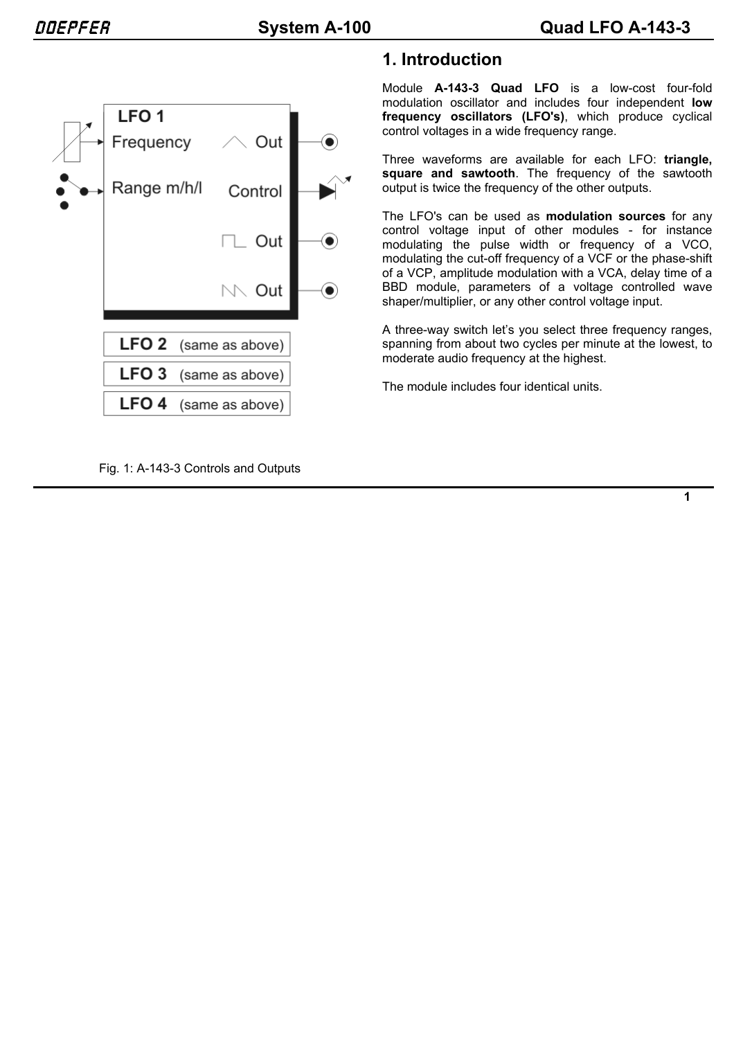# 1. Introduction

Module **A-143-3 Quad LFO** is a low-cost four-fold modulation oscillator and includes four independent **low frequency oscillators (LFO's)**, which produce cyclical control voltages in a wide frequency range.

Three waveforms are available for each LFO: **triangle, square and sawtooth**. The frequency of the sawtooth output is twice the frequency of the other outputs.

The LFO's can be used as **modulation sources** for any control voltage input of other modules - for instance modulating the pulse width or frequency of a VCO, modulating the cut-off frequency of a VCF or the phase-shift of a VCP, amplitude modulation with a VCA, delay time of a BBD module, parameters of a voltage controlled wave shaper/multiplier, or any other control voltage input.

A three-way switch let's you select three frequency ranges, spanning from about two cycles per minute at the lowest, to moderate audio frequency at the highest.

The module includes four identical units.

LFO 1: Frequency, Range m/h/l, Out (triangle), Control, Out (square), Out (sawtooth)

LFO 2 (same as above)

LFO 3 (same as above)

LFO 4 (same as above)

Fig. 1: A-143-3 Controls and Outputs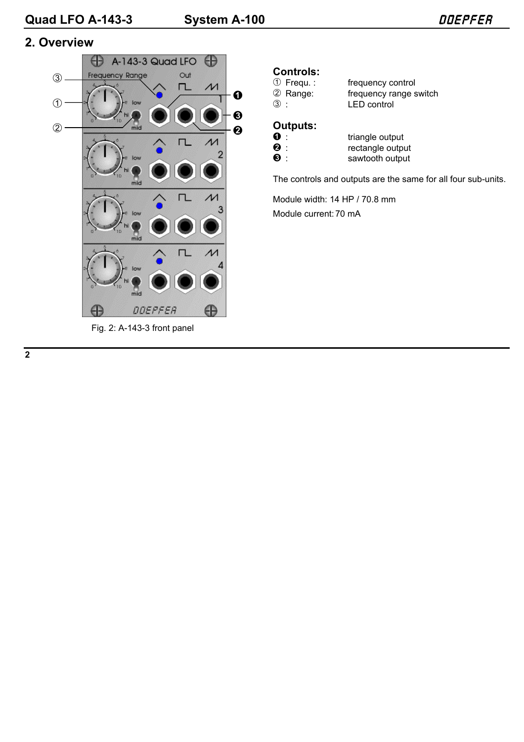## 2. Overview

Fig. 2: A-143-3 front panel

**Controls:**

① Frequ. : frequency control
② Range: frequency range switch
③ : LED control

**Outputs:**

❶ : triangle output
❷ : rectangle output
❸ : sawtooth output

The controls and outputs are the same for all four sub-units.

Module width: 14 HP / 70.8 mm

Module current: 70 mA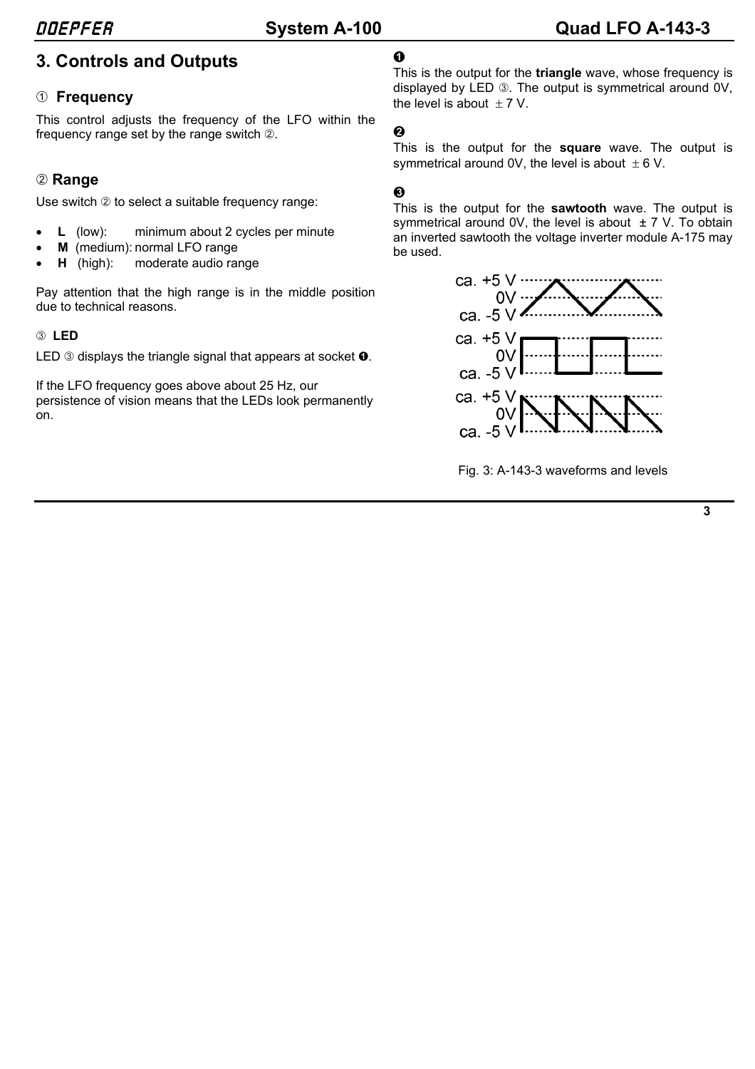## 3. Controls and Outputs

### ① Frequency

This control adjusts the frequency of the LFO within the frequency range set by the range switch ②.

### ② Range

Use switch ② to select a suitable frequency range:

- **L** (low): minimum about 2 cycles per minute
- **M** (medium): normal LFO range
- **H** (high): moderate audio range

Pay attention that the high range is in the middle position due to technical reasons.

### ③ LED

LED ③ displays the triangle signal that appears at socket ❶.

If the LFO frequency goes above about 25 Hz, our persistence of vision means that the LEDs look permanently on.

### ❶

This is the output for the **triangle** wave, whose frequency is displayed by LED ③. The output is symmetrical around 0V, the level is about ± 7 V.

### ❷

This is the output for the **square** wave. The output is symmetrical around 0V, the level is about ± 6 V.

### ❸

This is the output for the **sawtooth** wave. The output is symmetrical around 0V, the level is about ± 7 V. To obtain an inverted sawtooth the voltage inverter module A-175 may be used.

ca. +5 V
0V
ca. -5 V

ca. +5 V
0V
ca. -5 V

ca. +5 V
0V
ca. -5 V

Fig. 3: A-143-3 waveforms and levels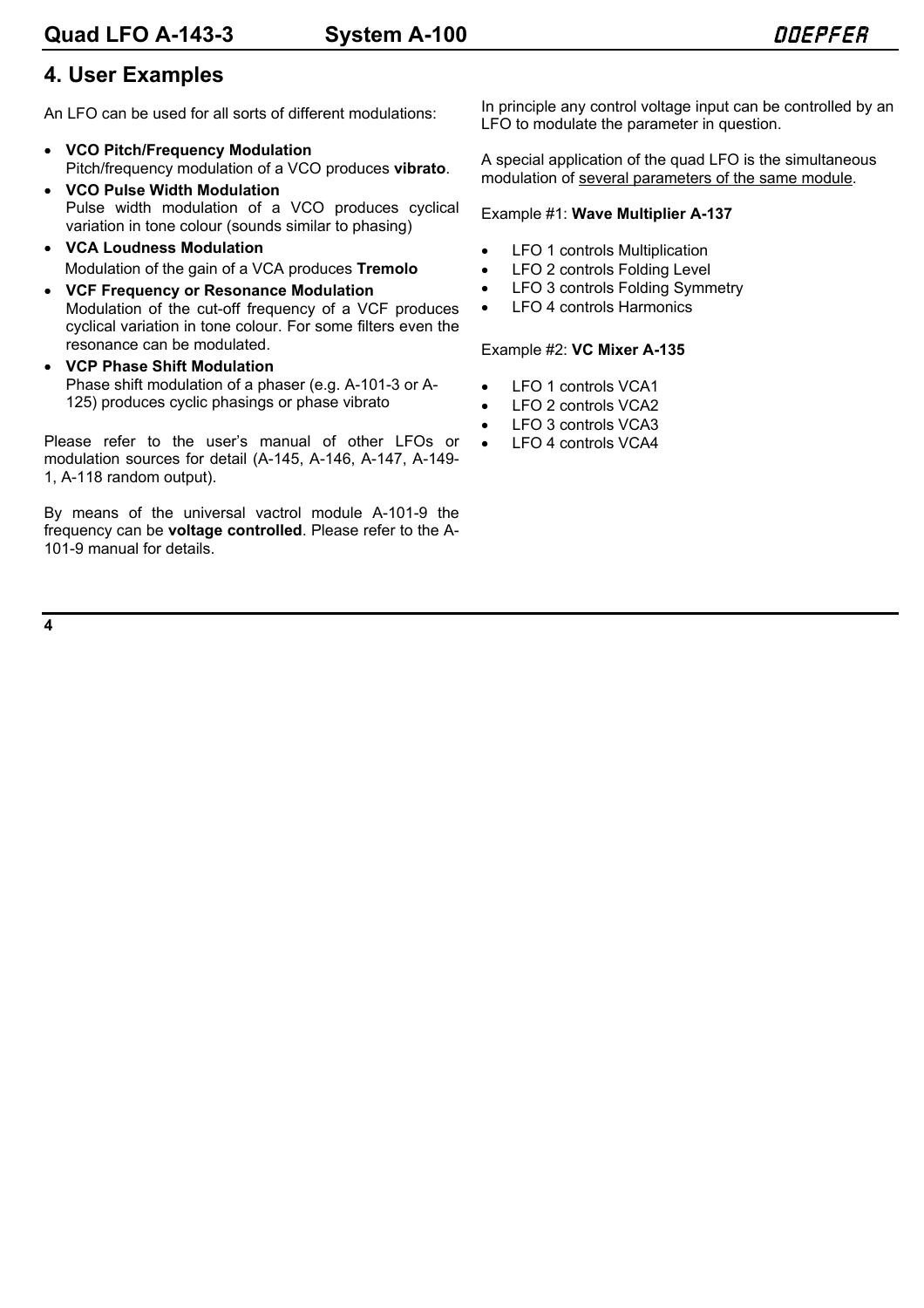## 4. User Examples

An LFO can be used for all sorts of different modulations:

- **VCO Pitch/Frequency Modulation**
  Pitch/frequency modulation of a VCO produces **vibrato**.
- **VCO Pulse Width Modulation**
  Pulse width modulation of a VCO produces cyclical variation in tone colour (sounds similar to phasing)
- **VCA Loudness Modulation**
  Modulation of the gain of a VCA produces **Tremolo**
- **VCF Frequency or Resonance Modulation**
  Modulation of the cut-off frequency of a VCF produces cyclical variation in tone colour. For some filters even the resonance can be modulated.
- **VCP Phase Shift Modulation**
  Phase shift modulation of a phaser (e.g. A-101-3 or A-125) produces cyclic phasings or phase vibrato

Please refer to the user's manual of other LFOs or modulation sources for detail (A-145, A-146, A-147, A-149-1, A-118 random output).

By means of the universal vactrol module A-101-9 the frequency can be **voltage controlled**. Please refer to the A-101-9 manual for details.

In principle any control voltage input can be controlled by an LFO to modulate the parameter in question.

A special application of the quad LFO is the simultaneous modulation of several parameters of the same module.

Example #1: **Wave Multiplier A-137**

- LFO 1 controls Multiplication
- LFO 2 controls Folding Level
- LFO 3 controls Folding Symmetry
- LFO 4 controls Harmonics

Example #2: **VC Mixer A-135**

- LFO 1 controls VCA1
- LFO 2 controls VCA2
- LFO 3 controls VCA3
- LFO 4 controls VCA4